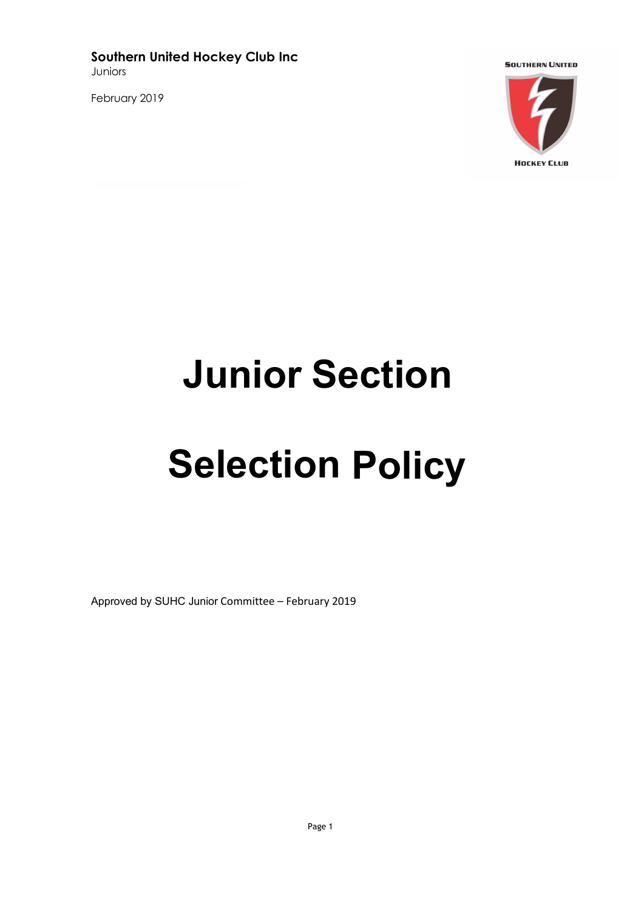**Southern United Hockey Club Inc**
Juniors

February 2019

# Junior Section

# Selection Policy

Approved by SUHC Junior Committee – February 2019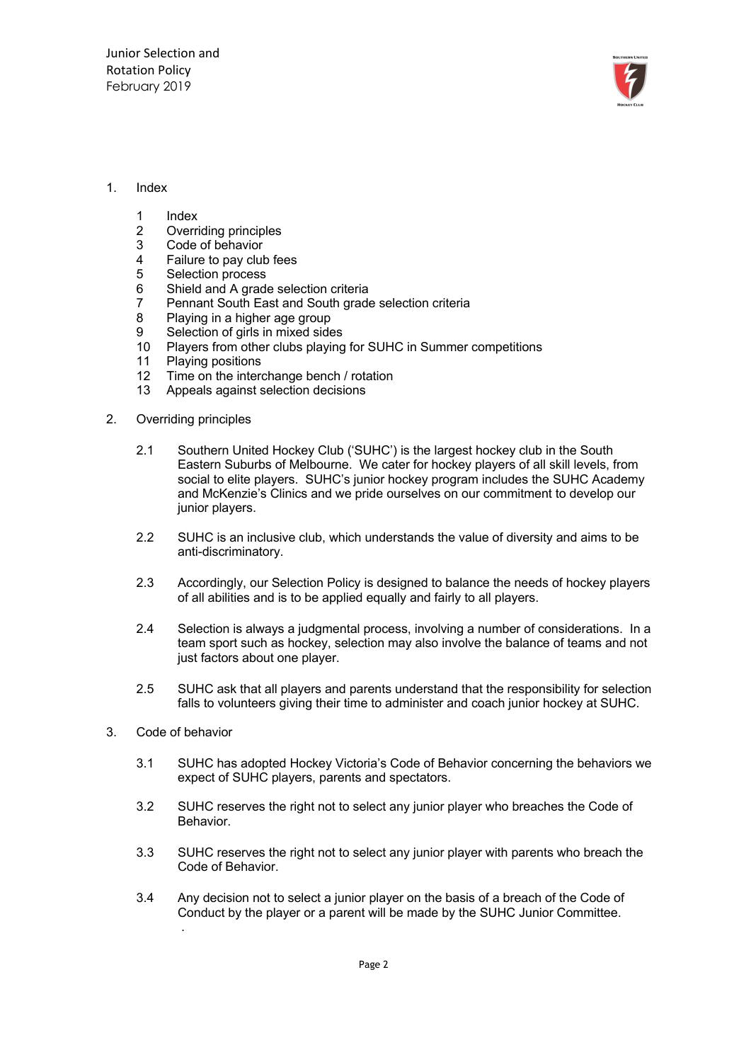1. Index

    1 Index
    2 Overriding principles
    3 Code of behavior
    4 Failure to pay club fees
    5 Selection process
    6 Shield and A grade selection criteria
    7 Pennant South East and South grade selection criteria
    8 Playing in a higher age group
    9 Selection of girls in mixed sides
    10 Players from other clubs playing for SUHC in Summer competitions
    11 Playing positions
    12 Time on the interchange bench / rotation
    13 Appeals against selection decisions

2. Overriding principles

    2.1 Southern United Hockey Club ('SUHC') is the largest hockey club in the South Eastern Suburbs of Melbourne. We cater for hockey players of all skill levels, from social to elite players. SUHC's junior hockey program includes the SUHC Academy and McKenzie's Clinics and we pride ourselves on our commitment to develop our junior players.

    2.2 SUHC is an inclusive club, which understands the value of diversity and aims to be anti-discriminatory.

    2.3 Accordingly, our Selection Policy is designed to balance the needs of hockey players of all abilities and is to be applied equally and fairly to all players.

    2.4 Selection is always a judgmental process, involving a number of considerations. In a team sport such as hockey, selection may also involve the balance of teams and not just factors about one player.

    2.5 SUHC ask that all players and parents understand that the responsibility for selection falls to volunteers giving their time to administer and coach junior hockey at SUHC.

3. Code of behavior

    3.1 SUHC has adopted Hockey Victoria's Code of Behavior concerning the behaviors we expect of SUHC players, parents and spectators.

    3.2 SUHC reserves the right not to select any junior player who breaches the Code of Behavior.

    3.3 SUHC reserves the right not to select any junior player with parents who breach the Code of Behavior.

    3.4 Any decision not to select a junior player on the basis of a breach of the Code of Conduct by the player or a parent will be made by the SUHC Junior Committee.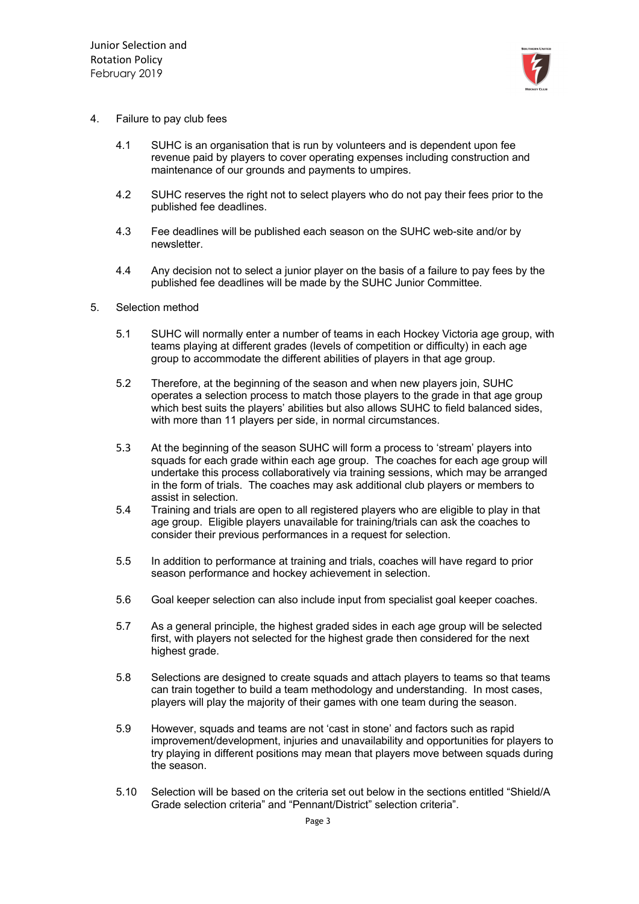4. Failure to pay club fees

4.1 SUHC is an organisation that is run by volunteers and is dependent upon fee revenue paid by players to cover operating expenses including construction and maintenance of our grounds and payments to umpires.

4.2 SUHC reserves the right not to select players who do not pay their fees prior to the published fee deadlines.

4.3 Fee deadlines will be published each season on the SUHC web-site and/or by newsletter.

4.4 Any decision not to select a junior player on the basis of a failure to pay fees by the published fee deadlines will be made by the SUHC Junior Committee.

5. Selection method

5.1 SUHC will normally enter a number of teams in each Hockey Victoria age group, with teams playing at different grades (levels of competition or difficulty) in each age group to accommodate the different abilities of players in that age group.

5.2 Therefore, at the beginning of the season and when new players join, SUHC operates a selection process to match those players to the grade in that age group which best suits the players' abilities but also allows SUHC to field balanced sides, with more than 11 players per side, in normal circumstances.

5.3 At the beginning of the season SUHC will form a process to 'stream' players into squads for each grade within each age group. The coaches for each age group will undertake this process collaboratively via training sessions, which may be arranged in the form of trials. The coaches may ask additional club players or members to assist in selection.

5.4 Training and trials are open to all registered players who are eligible to play in that age group. Eligible players unavailable for training/trials can ask the coaches to consider their previous performances in a request for selection.

5.5 In addition to performance at training and trials, coaches will have regard to prior season performance and hockey achievement in selection.

5.6 Goal keeper selection can also include input from specialist goal keeper coaches.

5.7 As a general principle, the highest graded sides in each age group will be selected first, with players not selected for the highest grade then considered for the next highest grade.

5.8 Selections are designed to create squads and attach players to teams so that teams can train together to build a team methodology and understanding. In most cases, players will play the majority of their games with one team during the season.

5.9 However, squads and teams are not 'cast in stone' and factors such as rapid improvement/development, injuries and unavailability and opportunities for players to try playing in different positions may mean that players move between squads during the season.

5.10 Selection will be based on the criteria set out below in the sections entitled "Shield/A Grade selection criteria" and "Pennant/District" selection criteria".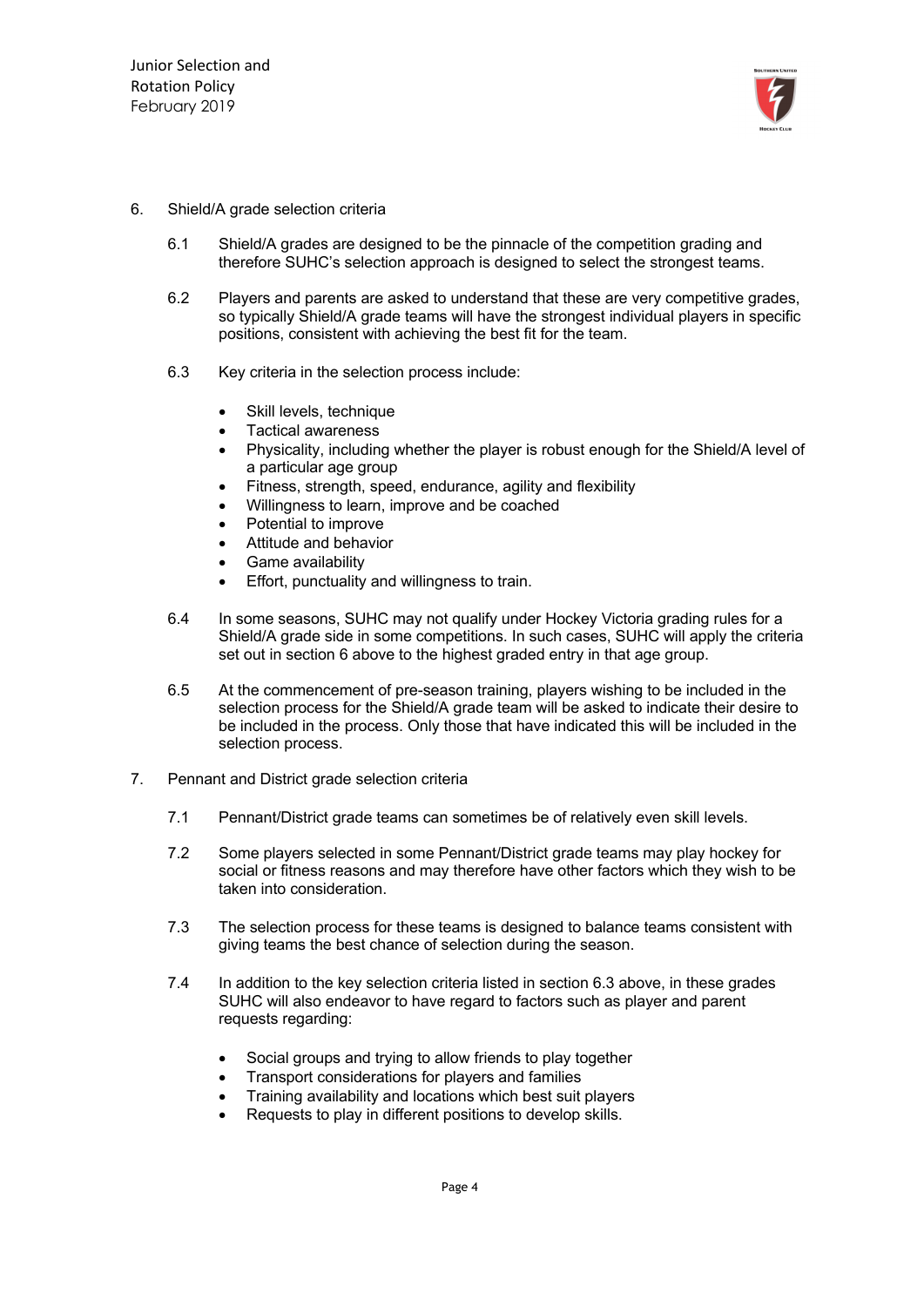## 6. Shield/A grade selection criteria

6.1 Shield/A grades are designed to be the pinnacle of the competition grading and therefore SUHC's selection approach is designed to select the strongest teams.

6.2 Players and parents are asked to understand that these are very competitive grades, so typically Shield/A grade teams will have the strongest individual players in specific positions, consistent with achieving the best fit for the team.

6.3 Key criteria in the selection process include:

- Skill levels, technique
- Tactical awareness
- Physicality, including whether the player is robust enough for the Shield/A level of a particular age group
- Fitness, strength, speed, endurance, agility and flexibility
- Willingness to learn, improve and be coached
- Potential to improve
- Attitude and behavior
- Game availability
- Effort, punctuality and willingness to train.

6.4 In some seasons, SUHC may not qualify under Hockey Victoria grading rules for a Shield/A grade side in some competitions. In such cases, SUHC will apply the criteria set out in section 6 above to the highest graded entry in that age group.

6.5 At the commencement of pre-season training, players wishing to be included in the selection process for the Shield/A grade team will be asked to indicate their desire to be included in the process. Only those that have indicated this will be included in the selection process.

## 7. Pennant and District grade selection criteria

7.1 Pennant/District grade teams can sometimes be of relatively even skill levels.

7.2 Some players selected in some Pennant/District grade teams may play hockey for social or fitness reasons and may therefore have other factors which they wish to be taken into consideration.

7.3 The selection process for these teams is designed to balance teams consistent with giving teams the best chance of selection during the season.

7.4 In addition to the key selection criteria listed in section 6.3 above, in these grades SUHC will also endeavor to have regard to factors such as player and parent requests regarding:

- Social groups and trying to allow friends to play together
- Transport considerations for players and families
- Training availability and locations which best suit players
- Requests to play in different positions to develop skills.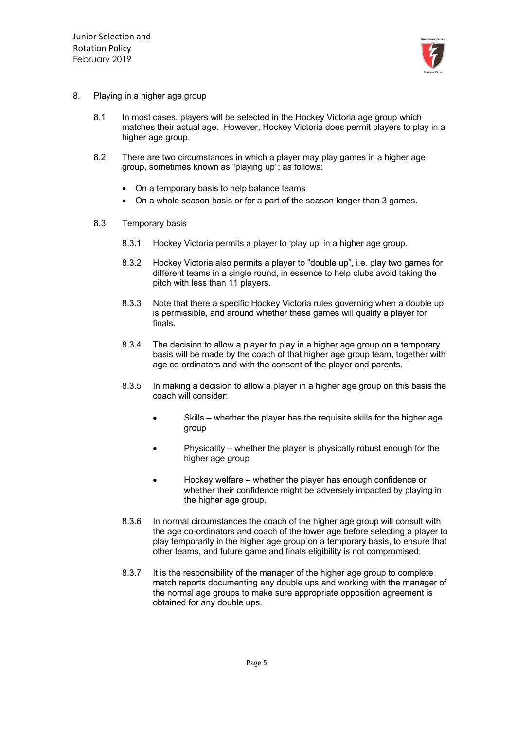8. Playing in a higher age group

8.1 In most cases, players will be selected in the Hockey Victoria age group which matches their actual age. However, Hockey Victoria does permit players to play in a higher age group.

8.2 There are two circumstances in which a player may play games in a higher age group, sometimes known as "playing up"; as follows:

- On a temporary basis to help balance teams
- On a whole season basis or for a part of the season longer than 3 games.

8.3 Temporary basis

8.3.1 Hockey Victoria permits a player to 'play up' in a higher age group.

8.3.2 Hockey Victoria also permits a player to "double up", i.e. play two games for different teams in a single round, in essence to help clubs avoid taking the pitch with less than 11 players.

8.3.3 Note that there a specific Hockey Victoria rules governing when a double up is permissible, and around whether these games will qualify a player for finals.

8.3.4 The decision to allow a player to play in a higher age group on a temporary basis will be made by the coach of that higher age group team, together with age co-ordinators and with the consent of the player and parents.

8.3.5 In making a decision to allow a player in a higher age group on this basis the coach will consider:

- Skills – whether the player has the requisite skills for the higher age group
- Physicality – whether the player is physically robust enough for the higher age group
- Hockey welfare – whether the player has enough confidence or whether their confidence might be adversely impacted by playing in the higher age group.

8.3.6 In normal circumstances the coach of the higher age group will consult with the age co-ordinators and coach of the lower age before selecting a player to play temporarily in the higher age group on a temporary basis, to ensure that other teams, and future game and finals eligibility is not compromised.

8.3.7 It is the responsibility of the manager of the higher age group to complete match reports documenting any double ups and working with the manager of the normal age groups to make sure appropriate opposition agreement is obtained for any double ups.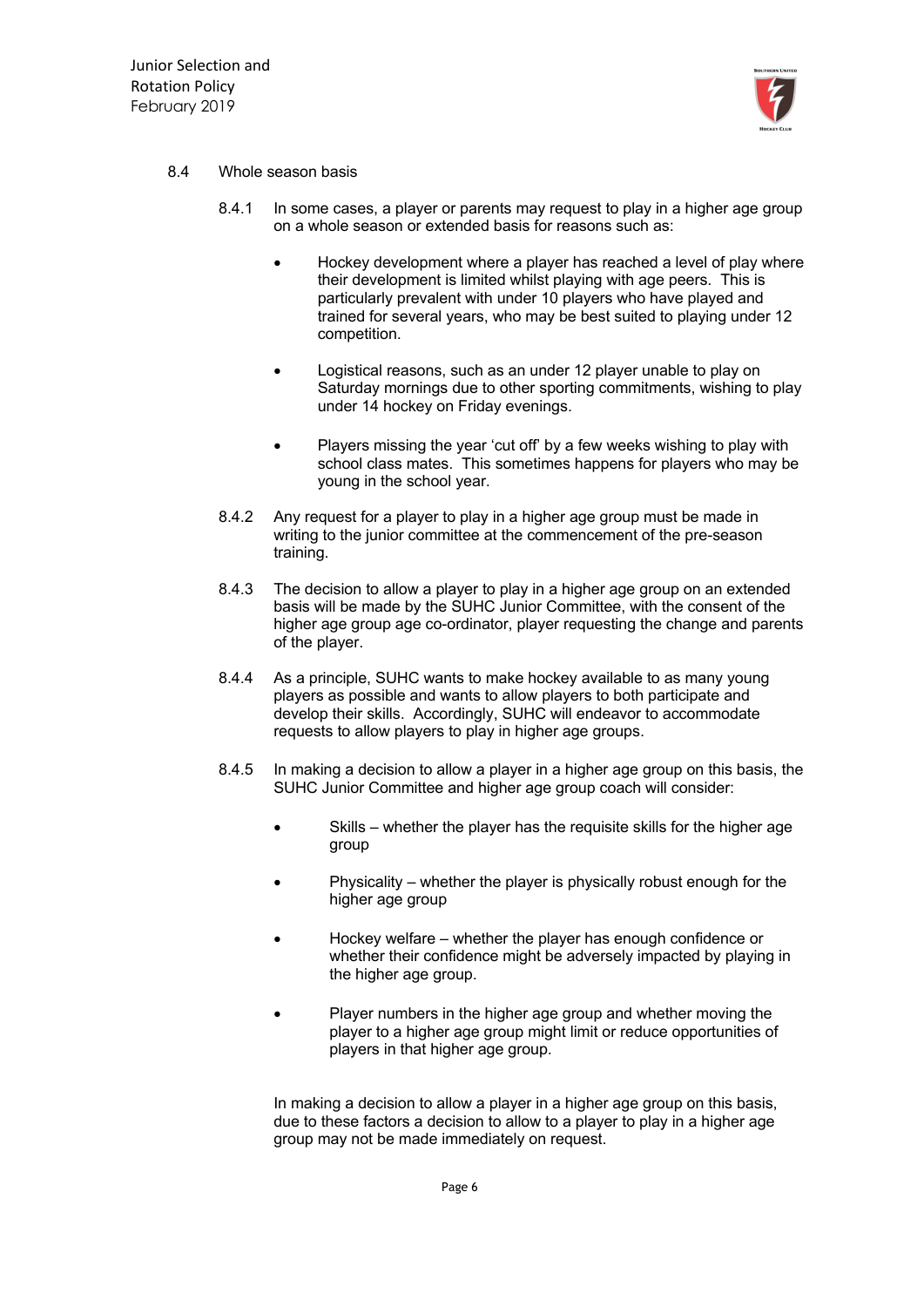### 8.4 Whole season basis

8.4.1 In some cases, a player or parents may request to play in a higher age group on a whole season or extended basis for reasons such as:

- Hockey development where a player has reached a level of play where their development is limited whilst playing with age peers. This is particularly prevalent with under 10 players who have played and trained for several years, who may be best suited to playing under 12 competition.
- Logistical reasons, such as an under 12 player unable to play on Saturday mornings due to other sporting commitments, wishing to play under 14 hockey on Friday evenings.
- Players missing the year 'cut off' by a few weeks wishing to play with school class mates. This sometimes happens for players who may be young in the school year.

8.4.2 Any request for a player to play in a higher age group must be made in writing to the junior committee at the commencement of the pre-season training.

8.4.3 The decision to allow a player to play in a higher age group on an extended basis will be made by the SUHC Junior Committee, with the consent of the higher age group age co-ordinator, player requesting the change and parents of the player.

8.4.4 As a principle, SUHC wants to make hockey available to as many young players as possible and wants to allow players to both participate and develop their skills. Accordingly, SUHC will endeavor to accommodate requests to allow players to play in higher age groups.

8.4.5 In making a decision to allow a player in a higher age group on this basis, the SUHC Junior Committee and higher age group coach will consider:

- Skills – whether the player has the requisite skills for the higher age group
- Physicality – whether the player is physically robust enough for the higher age group
- Hockey welfare – whether the player has enough confidence or whether their confidence might be adversely impacted by playing in the higher age group.
- Player numbers in the higher age group and whether moving the player to a higher age group might limit or reduce opportunities of players in that higher age group.

In making a decision to allow a player in a higher age group on this basis, due to these factors a decision to allow to a player to play in a higher age group may not be made immediately on request.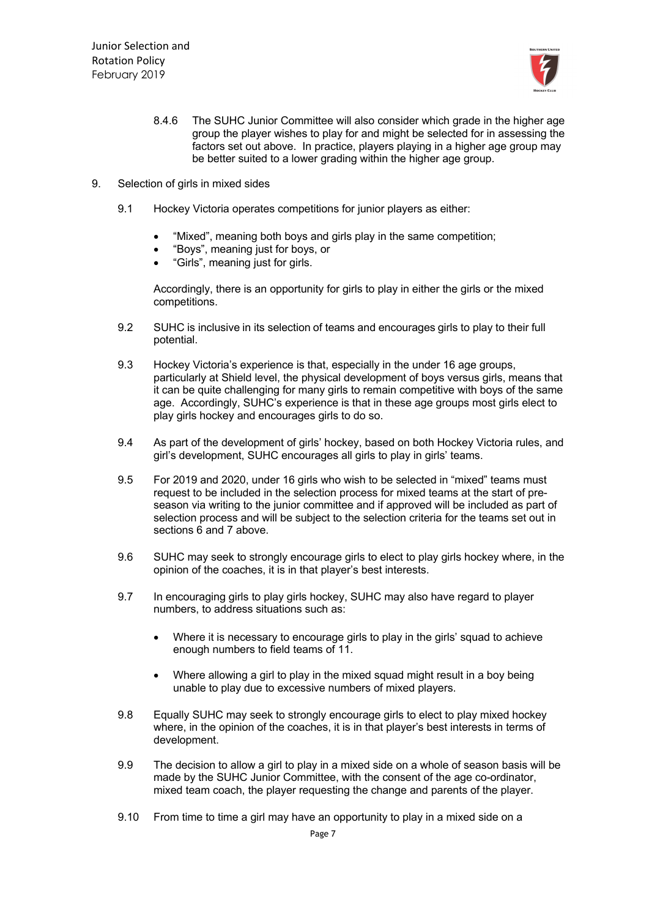8.4.6 The SUHC Junior Committee will also consider which grade in the higher age group the player wishes to play for and might be selected for in assessing the factors set out above. In practice, players playing in a higher age group may be better suited to a lower grading within the higher age group.

## 9. Selection of girls in mixed sides

9.1 Hockey Victoria operates competitions for junior players as either:

- "Mixed", meaning both boys and girls play in the same competition;
- "Boys", meaning just for boys, or
- "Girls", meaning just for girls.

Accordingly, there is an opportunity for girls to play in either the girls or the mixed competitions.

9.2 SUHC is inclusive in its selection of teams and encourages girls to play to their full potential.

9.3 Hockey Victoria's experience is that, especially in the under 16 age groups, particularly at Shield level, the physical development of boys versus girls, means that it can be quite challenging for many girls to remain competitive with boys of the same age. Accordingly, SUHC's experience is that in these age groups most girls elect to play girls hockey and encourages girls to do so.

9.4 As part of the development of girls' hockey, based on both Hockey Victoria rules, and girl's development, SUHC encourages all girls to play in girls' teams.

9.5 For 2019 and 2020, under 16 girls who wish to be selected in "mixed" teams must request to be included in the selection process for mixed teams at the start of pre-season via writing to the junior committee and if approved will be included as part of selection process and will be subject to the selection criteria for the teams set out in sections 6 and 7 above.

9.6 SUHC may seek to strongly encourage girls to elect to play girls hockey where, in the opinion of the coaches, it is in that player's best interests.

9.7 In encouraging girls to play girls hockey, SUHC may also have regard to player numbers, to address situations such as:

- Where it is necessary to encourage girls to play in the girls' squad to achieve enough numbers to field teams of 11.
- Where allowing a girl to play in the mixed squad might result in a boy being unable to play due to excessive numbers of mixed players.

9.8 Equally SUHC may seek to strongly encourage girls to elect to play mixed hockey where, in the opinion of the coaches, it is in that player's best interests in terms of development.

9.9 The decision to allow a girl to play in a mixed side on a whole of season basis will be made by the SUHC Junior Committee, with the consent of the age co-ordinator, mixed team coach, the player requesting the change and parents of the player.

9.10 From time to time a girl may have an opportunity to play in a mixed side on a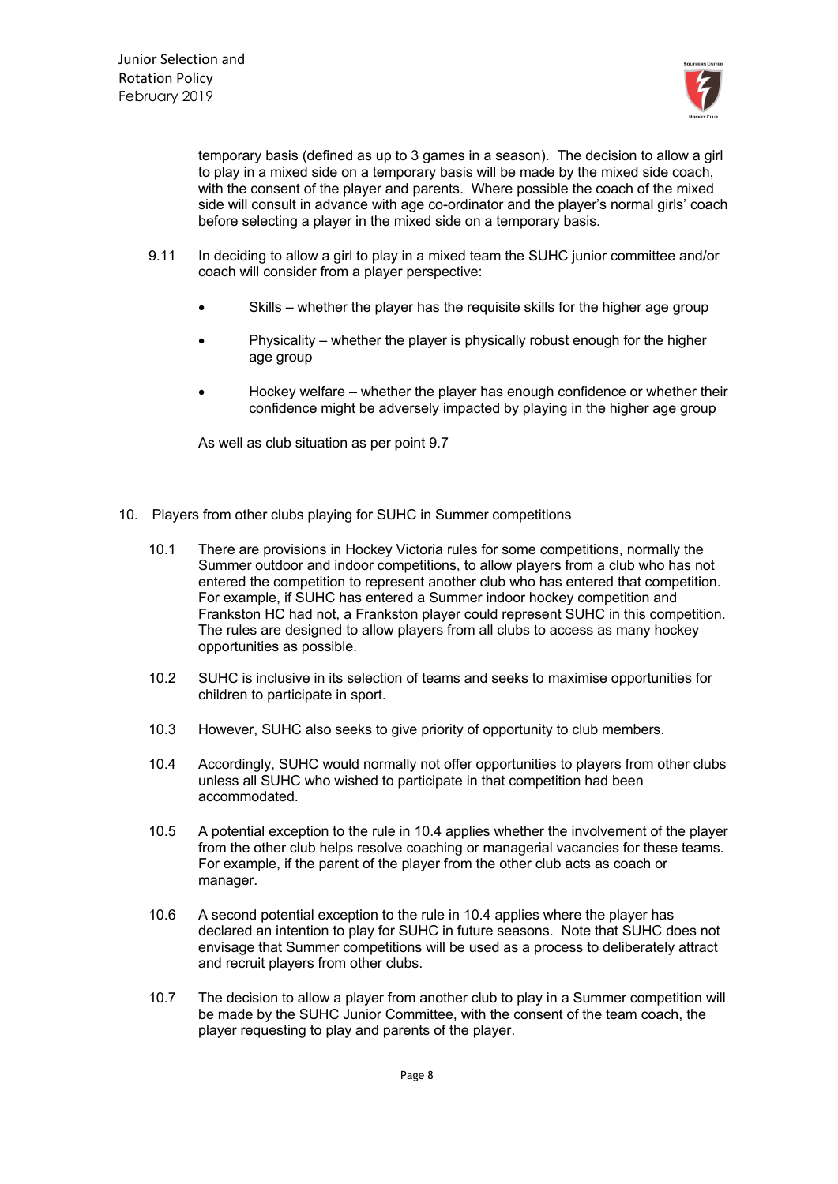temporary basis (defined as up to 3 games in a season). The decision to allow a girl to play in a mixed side on a temporary basis will be made by the mixed side coach, with the consent of the player and parents. Where possible the coach of the mixed side will consult in advance with age co-ordinator and the player's normal girls' coach before selecting a player in the mixed side on a temporary basis.

9.11 In deciding to allow a girl to play in a mixed team the SUHC junior committee and/or coach will consider from a player perspective:

- Skills – whether the player has the requisite skills for the higher age group
- Physicality – whether the player is physically robust enough for the higher age group
- Hockey welfare – whether the player has enough confidence or whether their confidence might be adversely impacted by playing in the higher age group

As well as club situation as per point 9.7

## 10. Players from other clubs playing for SUHC in Summer competitions

10.1 There are provisions in Hockey Victoria rules for some competitions, normally the Summer outdoor and indoor competitions, to allow players from a club who has not entered the competition to represent another club who has entered that competition. For example, if SUHC has entered a Summer indoor hockey competition and Frankston HC had not, a Frankston player could represent SUHC in this competition. The rules are designed to allow players from all clubs to access as many hockey opportunities as possible.

10.2 SUHC is inclusive in its selection of teams and seeks to maximise opportunities for children to participate in sport.

10.3 However, SUHC also seeks to give priority of opportunity to club members.

10.4 Accordingly, SUHC would normally not offer opportunities to players from other clubs unless all SUHC who wished to participate in that competition had been accommodated.

10.5 A potential exception to the rule in 10.4 applies whether the involvement of the player from the other club helps resolve coaching or managerial vacancies for these teams. For example, if the parent of the player from the other club acts as coach or manager.

10.6 A second potential exception to the rule in 10.4 applies where the player has declared an intention to play for SUHC in future seasons. Note that SUHC does not envisage that Summer competitions will be used as a process to deliberately attract and recruit players from other clubs.

10.7 The decision to allow a player from another club to play in a Summer competition will be made by the SUHC Junior Committee, with the consent of the team coach, the player requesting to play and parents of the player.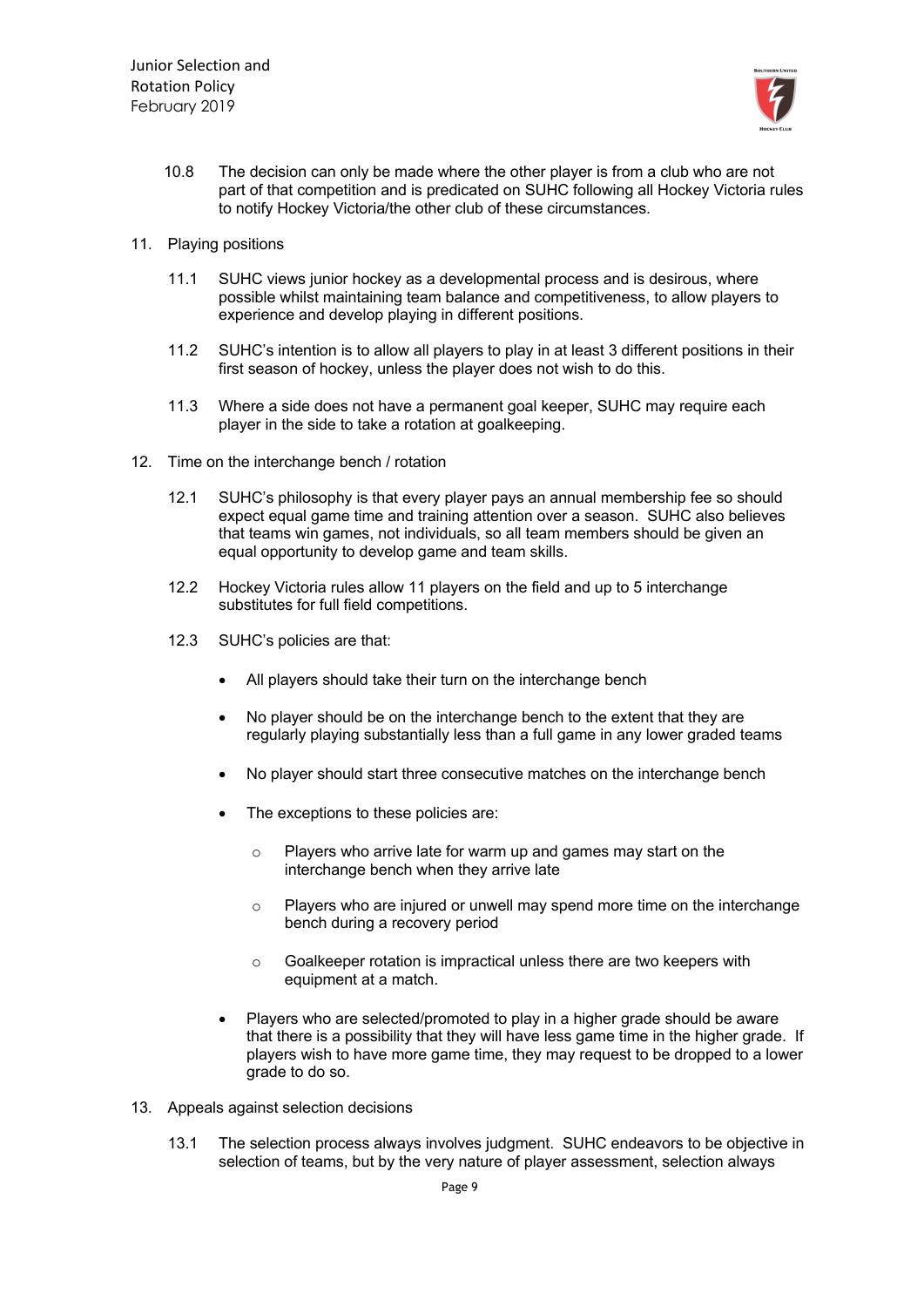10.8 The decision can only be made where the other player is from a club who are not part of that competition and is predicated on SUHC following all Hockey Victoria rules to notify Hockey Victoria/the other club of these circumstances.

11. Playing positions

11.1 SUHC views junior hockey as a developmental process and is desirous, where possible whilst maintaining team balance and competitiveness, to allow players to experience and develop playing in different positions.

11.2 SUHC's intention is to allow all players to play in at least 3 different positions in their first season of hockey, unless the player does not wish to do this.

11.3 Where a side does not have a permanent goal keeper, SUHC may require each player in the side to take a rotation at goalkeeping.

12. Time on the interchange bench / rotation

12.1 SUHC's philosophy is that every player pays an annual membership fee so should expect equal game time and training attention over a season. SUHC also believes that teams win games, not individuals, so all team members should be given an equal opportunity to develop game and team skills.

12.2 Hockey Victoria rules allow 11 players on the field and up to 5 interchange substitutes for full field competitions.

12.3 SUHC's policies are that:

- All players should take their turn on the interchange bench
- No player should be on the interchange bench to the extent that they are regularly playing substantially less than a full game in any lower graded teams
- No player should start three consecutive matches on the interchange bench
- The exceptions to these policies are:
  - Players who arrive late for warm up and games may start on the interchange bench when they arrive late
  - Players who are injured or unwell may spend more time on the interchange bench during a recovery period
  - Goalkeeper rotation is impractical unless there are two keepers with equipment at a match.
- Players who are selected/promoted to play in a higher grade should be aware that there is a possibility that they will have less game time in the higher grade. If players wish to have more game time, they may request to be dropped to a lower grade to do so.

13. Appeals against selection decisions

13.1 The selection process always involves judgment. SUHC endeavors to be objective in selection of teams, but by the very nature of player assessment, selection always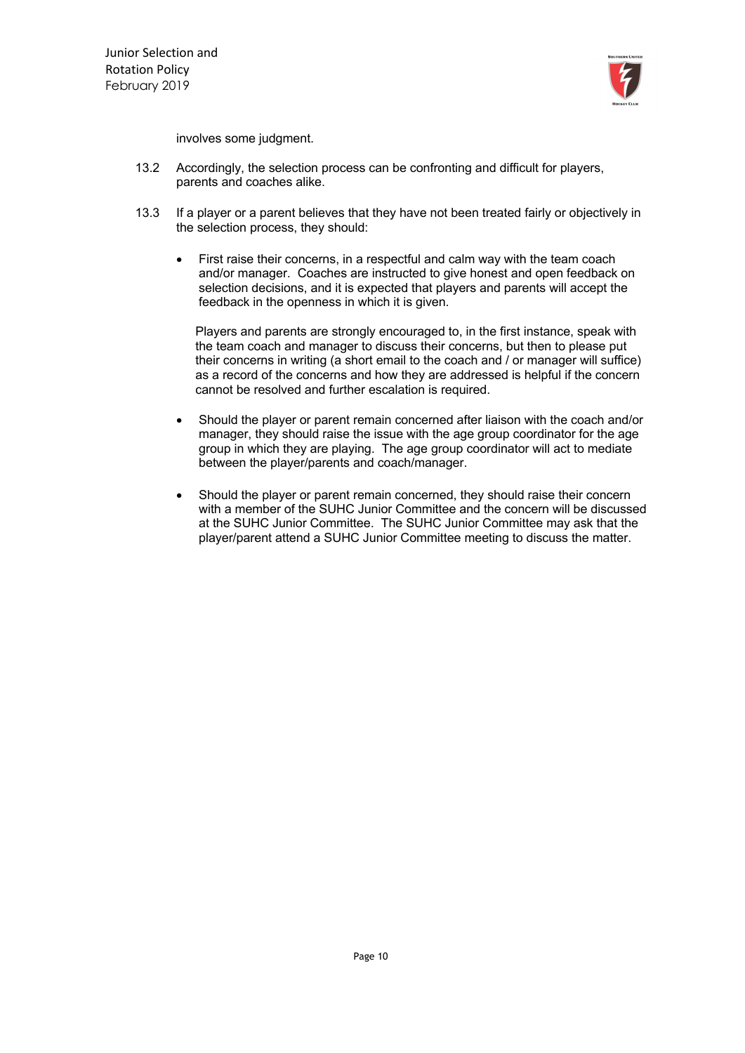involves some judgment.

13.2 Accordingly, the selection process can be confronting and difficult for players, parents and coaches alike.

13.3 If a player or a parent believes that they have not been treated fairly or objectively in the selection process, they should:

- First raise their concerns, in a respectful and calm way with the team coach and/or manager. Coaches are instructed to give honest and open feedback on selection decisions, and it is expected that players and parents will accept the feedback in the openness in which it is given.

  Players and parents are strongly encouraged to, in the first instance, speak with the team coach and manager to discuss their concerns, but then to please put their concerns in writing (a short email to the coach and / or manager will suffice) as a record of the concerns and how they are addressed is helpful if the concern cannot be resolved and further escalation is required.

- Should the player or parent remain concerned after liaison with the coach and/or manager, they should raise the issue with the age group coordinator for the age group in which they are playing. The age group coordinator will act to mediate between the player/parents and coach/manager.

- Should the player or parent remain concerned, they should raise their concern with a member of the SUHC Junior Committee and the concern will be discussed at the SUHC Junior Committee. The SUHC Junior Committee may ask that the player/parent attend a SUHC Junior Committee meeting to discuss the matter.